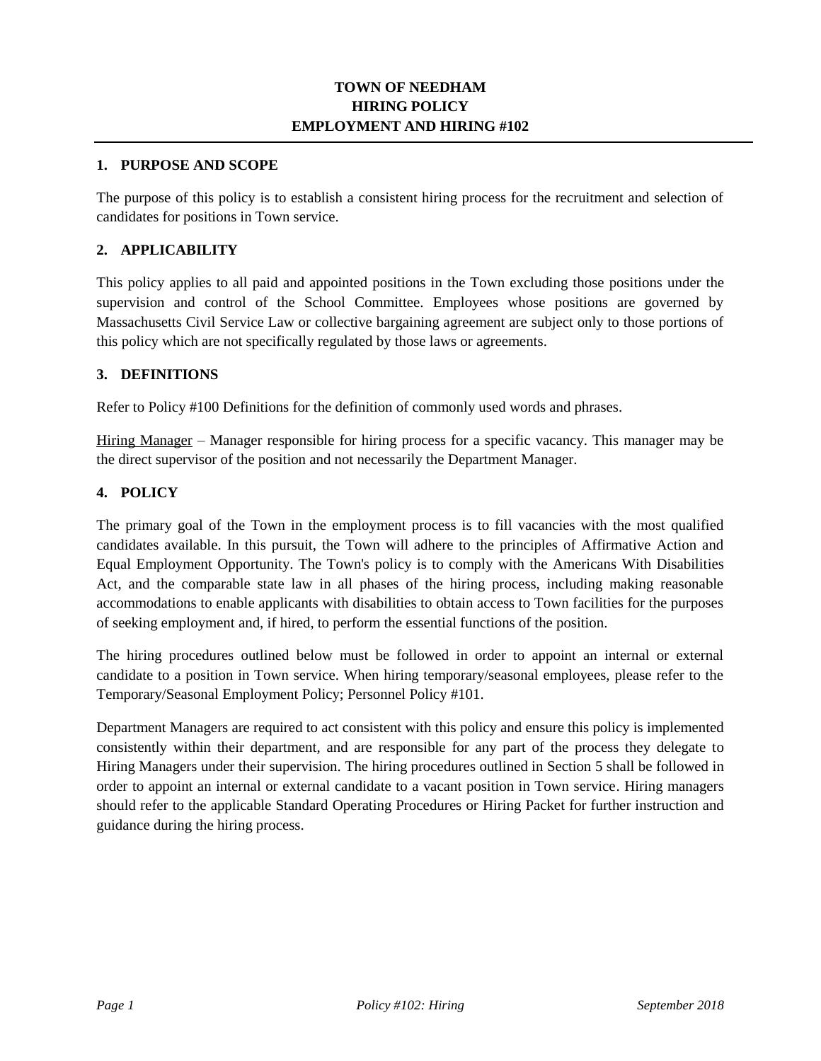# TOWN OF NEEDHAM
# HIRING POLICY
# EMPLOYMENT AND HIRING #102

## 1. PURPOSE AND SCOPE

The purpose of this policy is to establish a consistent hiring process for the recruitment and selection of candidates for positions in Town service.

## 2. APPLICABILITY

This policy applies to all paid and appointed positions in the Town excluding those positions under the supervision and control of the School Committee. Employees whose positions are governed by Massachusetts Civil Service Law or collective bargaining agreement are subject only to those portions of this policy which are not specifically regulated by those laws or agreements.

## 3. DEFINITIONS

Refer to Policy #100 Definitions for the definition of commonly used words and phrases.

Hiring Manager – Manager responsible for hiring process for a specific vacancy. This manager may be the direct supervisor of the position and not necessarily the Department Manager.

## 4. POLICY

The primary goal of the Town in the employment process is to fill vacancies with the most qualified candidates available. In this pursuit, the Town will adhere to the principles of Affirmative Action and Equal Employment Opportunity. The Town's policy is to comply with the Americans With Disabilities Act, and the comparable state law in all phases of the hiring process, including making reasonable accommodations to enable applicants with disabilities to obtain access to Town facilities for the purposes of seeking employment and, if hired, to perform the essential functions of the position.

The hiring procedures outlined below must be followed in order to appoint an internal or external candidate to a position in Town service. When hiring temporary/seasonal employees, please refer to the Temporary/Seasonal Employment Policy; Personnel Policy #101.

Department Managers are required to act consistent with this policy and ensure this policy is implemented consistently within their department, and are responsible for any part of the process they delegate to Hiring Managers under their supervision. The hiring procedures outlined in Section 5 shall be followed in order to appoint an internal or external candidate to a vacant position in Town service. Hiring managers should refer to the applicable Standard Operating Procedures or Hiring Packet for further instruction and guidance during the hiring process.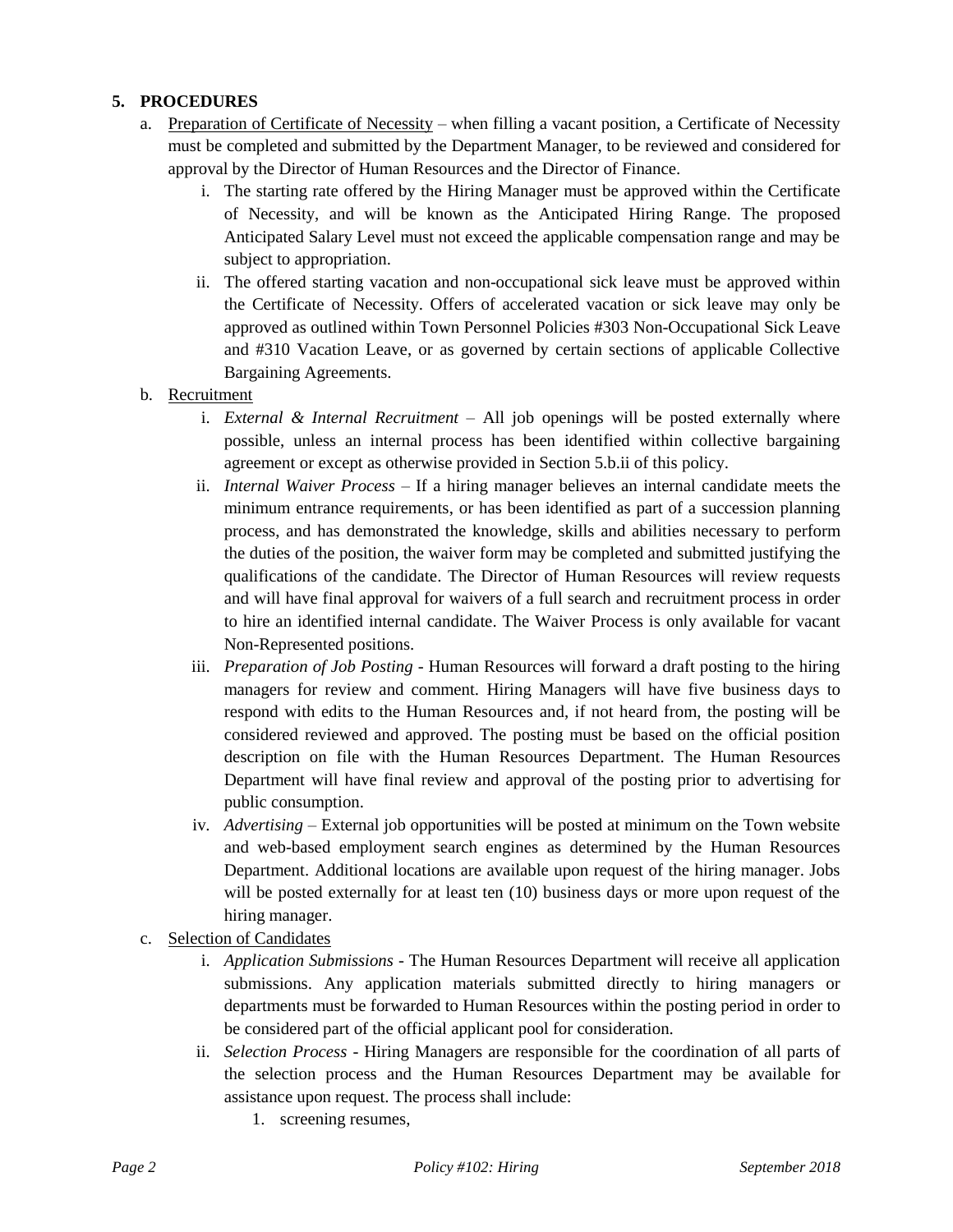## 5. PROCEDURES

a. Preparation of Certificate of Necessity – when filling a vacant position, a Certificate of Necessity must be completed and submitted by the Department Manager, to be reviewed and considered for approval by the Director of Human Resources and the Director of Finance.

   i. The starting rate offered by the Hiring Manager must be approved within the Certificate of Necessity, and will be known as the Anticipated Hiring Range. The proposed Anticipated Salary Level must not exceed the applicable compensation range and may be subject to appropriation.

   ii. The offered starting vacation and non-occupational sick leave must be approved within the Certificate of Necessity. Offers of accelerated vacation or sick leave may only be approved as outlined within Town Personnel Policies #303 Non-Occupational Sick Leave and #310 Vacation Leave, or as governed by certain sections of applicable Collective Bargaining Agreements.

b. Recruitment

   i. *External & Internal Recruitment* – All job openings will be posted externally where possible, unless an internal process has been identified within collective bargaining agreement or except as otherwise provided in Section 5.b.ii of this policy.

   ii. *Internal Waiver Process* – If a hiring manager believes an internal candidate meets the minimum entrance requirements, or has been identified as part of a succession planning process, and has demonstrated the knowledge, skills and abilities necessary to perform the duties of the position, the waiver form may be completed and submitted justifying the qualifications of the candidate. The Director of Human Resources will review requests and will have final approval for waivers of a full search and recruitment process in order to hire an identified internal candidate. The Waiver Process is only available for vacant Non-Represented positions.

   iii. *Preparation of Job Posting* - Human Resources will forward a draft posting to the hiring managers for review and comment. Hiring Managers will have five business days to respond with edits to the Human Resources and, if not heard from, the posting will be considered reviewed and approved. The posting must be based on the official position description on file with the Human Resources Department. The Human Resources Department will have final review and approval of the posting prior to advertising for public consumption.

   iv. *Advertising* – External job opportunities will be posted at minimum on the Town website and web-based employment search engines as determined by the Human Resources Department. Additional locations are available upon request of the hiring manager. Jobs will be posted externally for at least ten (10) business days or more upon request of the hiring manager.

c. Selection of Candidates

   i. *Application Submissions* - The Human Resources Department will receive all application submissions. Any application materials submitted directly to hiring managers or departments must be forwarded to Human Resources within the posting period in order to be considered part of the official applicant pool for consideration.

   ii. *Selection Process* - Hiring Managers are responsible for the coordination of all parts of the selection process and the Human Resources Department may be available for assistance upon request. The process shall include:

      1. screening resumes,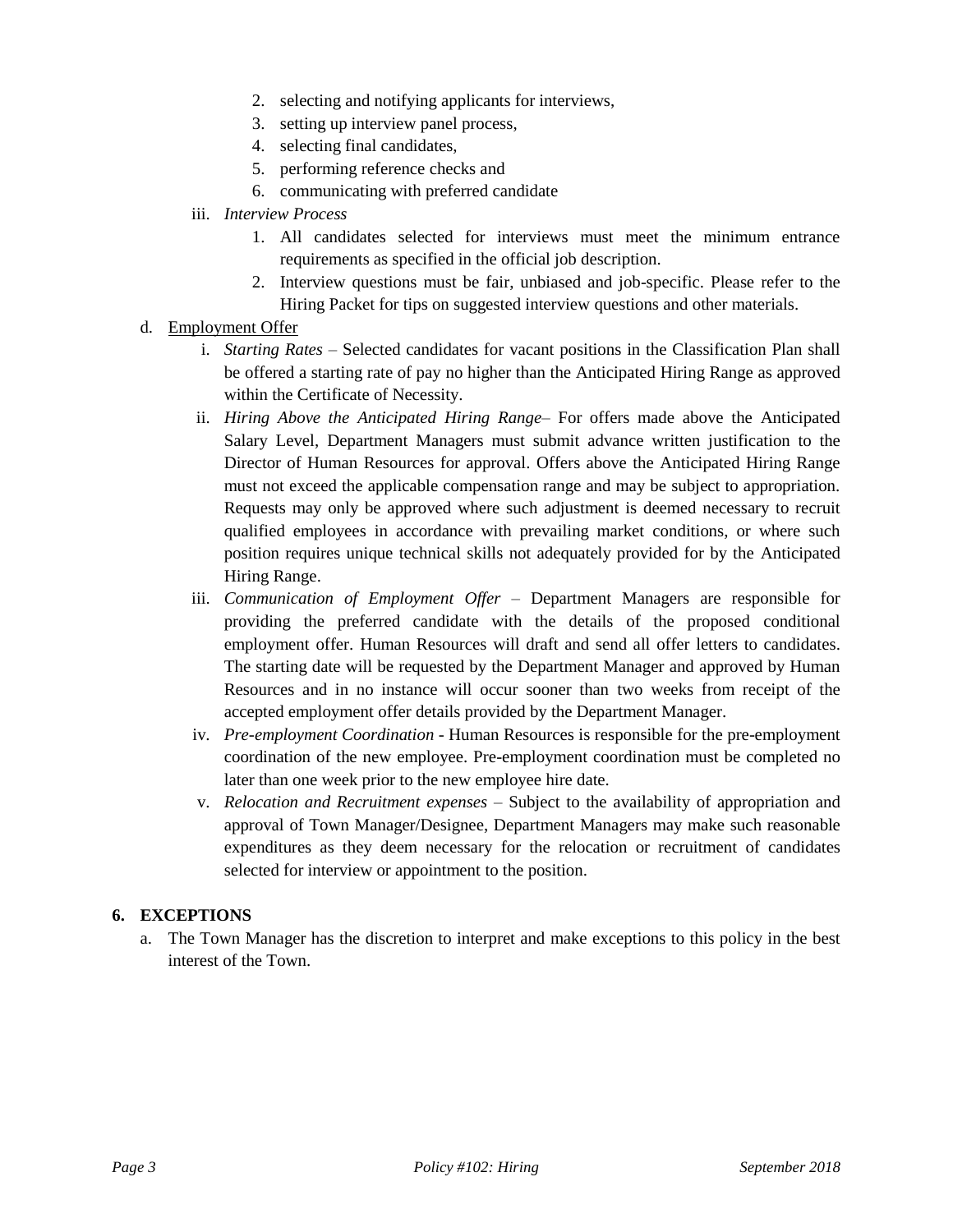2. selecting and notifying applicants for interviews,
3. setting up interview panel process,
4. selecting final candidates,
5. performing reference checks and
6. communicating with preferred candidate

iii. *Interview Process*

1. All candidates selected for interviews must meet the minimum entrance requirements as specified in the official job description.
2. Interview questions must be fair, unbiased and job-specific. Please refer to the Hiring Packet for tips on suggested interview questions and other materials.

d. <u>Employment Offer</u>

i. *Starting Rates* – Selected candidates for vacant positions in the Classification Plan shall be offered a starting rate of pay no higher than the Anticipated Hiring Range as approved within the Certificate of Necessity.

ii. *Hiring Above the Anticipated Hiring Range*– For offers made above the Anticipated Salary Level, Department Managers must submit advance written justification to the Director of Human Resources for approval. Offers above the Anticipated Hiring Range must not exceed the applicable compensation range and may be subject to appropriation. Requests may only be approved where such adjustment is deemed necessary to recruit qualified employees in accordance with prevailing market conditions, or where such position requires unique technical skills not adequately provided for by the Anticipated Hiring Range.

iii. *Communication of Employment Offer* – Department Managers are responsible for providing the preferred candidate with the details of the proposed conditional employment offer. Human Resources will draft and send all offer letters to candidates. The starting date will be requested by the Department Manager and approved by Human Resources and in no instance will occur sooner than two weeks from receipt of the accepted employment offer details provided by the Department Manager.

iv. *Pre-employment Coordination* - Human Resources is responsible for the pre-employment coordination of the new employee. Pre-employment coordination must be completed no later than one week prior to the new employee hire date.

v. *Relocation and Recruitment expenses* – Subject to the availability of appropriation and approval of Town Manager/Designee, Department Managers may make such reasonable expenditures as they deem necessary for the relocation or recruitment of candidates selected for interview or appointment to the position.

## 6. EXCEPTIONS

a. The Town Manager has the discretion to interpret and make exceptions to this policy in the best interest of the Town.